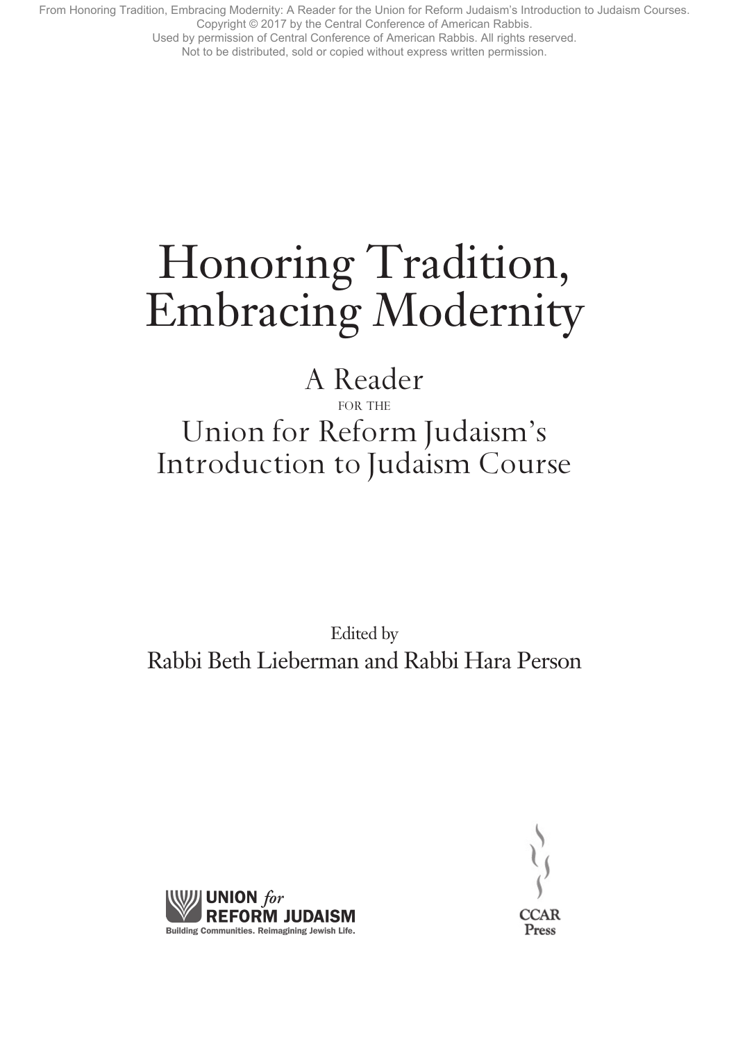From Honoring Tradition, Embracing Modernity: A Reader for the Union for Reform Judaism's Introduction to Judaism Courses.
Copyright © 2017 by the Central Conference of American Rabbis.
Used by permission of Central Conference of American Rabbis. All rights reserved.
Not to be distributed, sold or copied without express written permission.

# Honoring Tradition, Embracing Modernity

## A Reader for the Union for Reform Judaism's Introduction to Judaism Course

Edited by

Rabbi Beth Lieberman and Rabbi Hara Person

UNION *for* REFORM JUDAISM
Building Communities. Reimagining Jewish Life.

CCAR Press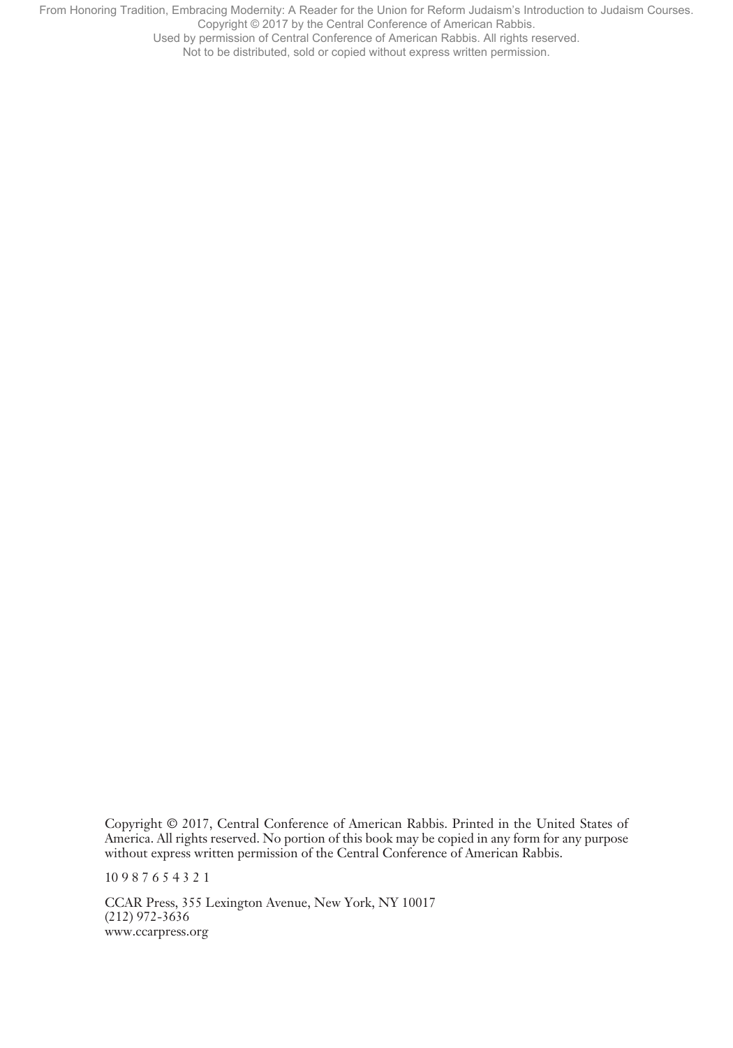Copyright © 2017, Central Conference of American Rabbis. Printed in the United States of America. All rights reserved. No portion of this book may be copied in any form for any purpose without express written permission of the Central Conference of American Rabbis.

10 9 8 7 6 5 4 3 2 1

CCAR Press, 355 Lexington Avenue, New York, NY 10017
(212) 972-3636
www.ccarpress.org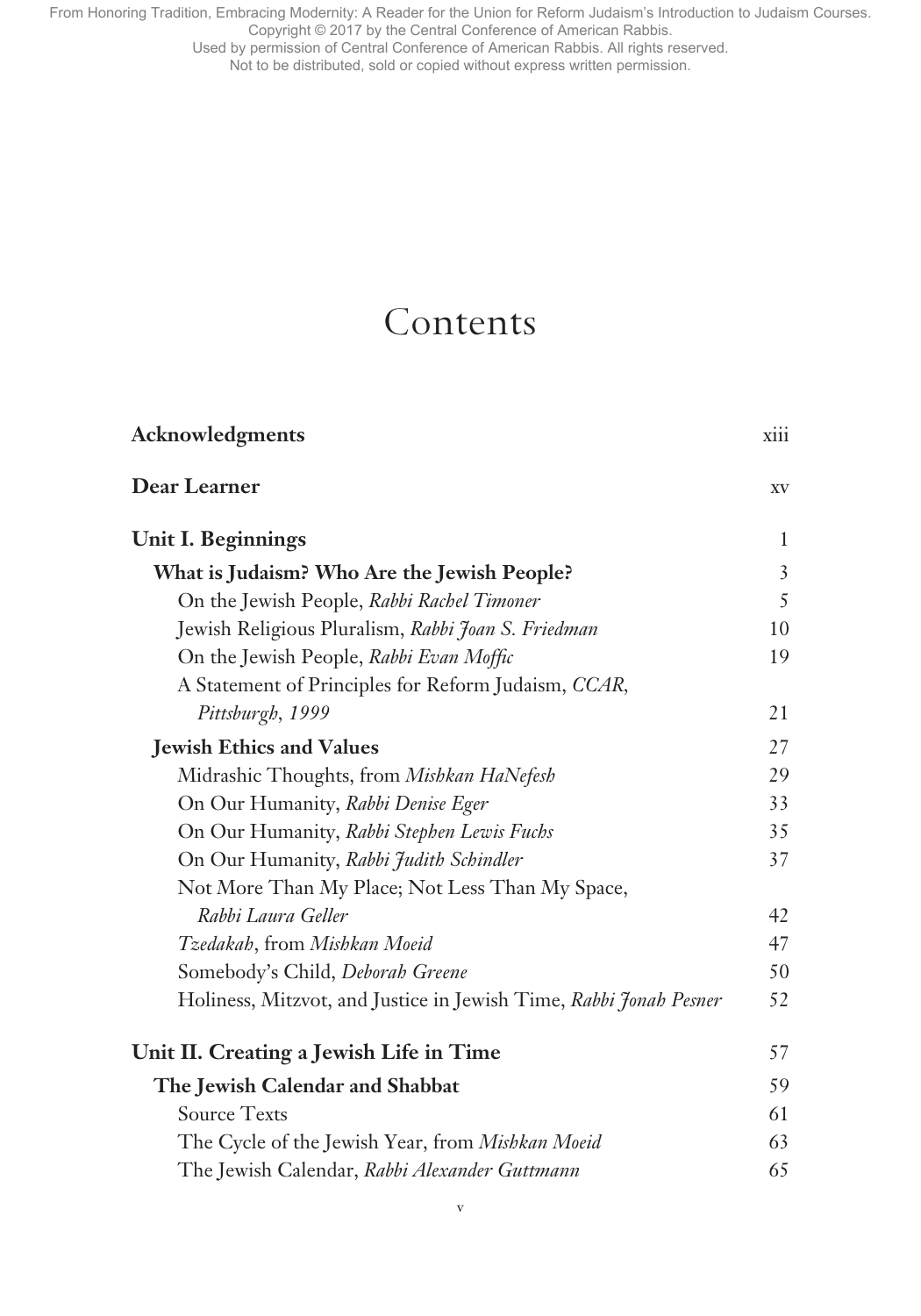# Contents

| | |
|---|---|
| **Acknowledgments** | xiii |
| **Dear Learner** | xv |
| **Unit I. Beginnings** | 1 |
| **What is Judaism? Who Are the Jewish People?** | 3 |
| On the Jewish People, *Rabbi Rachel Timoner* | 5 |
| Jewish Religious Pluralism, *Rabbi Joan S. Friedman* | 10 |
| On the Jewish People, *Rabbi Evan Moffic* | 19 |
| A Statement of Principles for Reform Judaism, *CCAR, Pittsburgh, 1999* | 21 |
| **Jewish Ethics and Values** | 27 |
| Midrashic Thoughts, from *Mishkan HaNefesh* | 29 |
| On Our Humanity, *Rabbi Denise Eger* | 33 |
| On Our Humanity, *Rabbi Stephen Lewis Fuchs* | 35 |
| On Our Humanity, *Rabbi Judith Schindler* | 37 |
| Not More Than My Place; Not Less Than My Space, *Rabbi Laura Geller* | 42 |
| *Tzedakah*, from *Mishkan Moeid* | 47 |
| Somebody's Child, *Deborah Greene* | 50 |
| Holiness, Mitzvot, and Justice in Jewish Time, *Rabbi Jonah Pesner* | 52 |
| **Unit II. Creating a Jewish Life in Time** | 57 |
| **The Jewish Calendar and Shabbat** | 59 |
| Source Texts | 61 |
| The Cycle of the Jewish Year, from *Mishkan Moeid* | 63 |
| The Jewish Calendar, *Rabbi Alexander Guttmann* | 65 |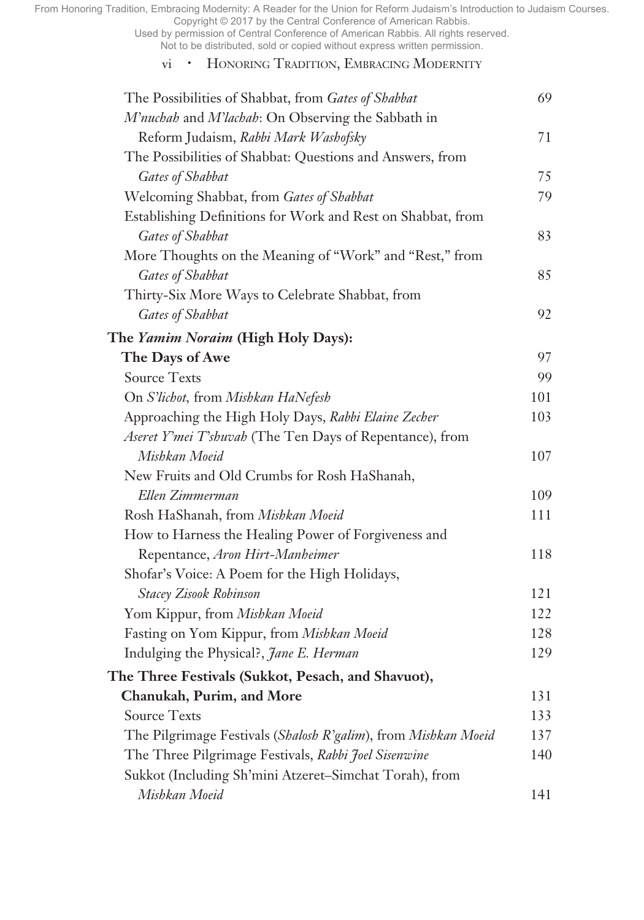The Possibilities of Shabbat, from *Gates of Shabbat* 69

*M'nuchah* and *M'lachah*: On Observing the Sabbath in Reform Judaism, *Rabbi Mark Washofsky* 71

The Possibilities of Shabbat: Questions and Answers, from *Gates of Shabbat* 75

Welcoming Shabbat, from *Gates of Shabbat* 79

Establishing Definitions for Work and Rest on Shabbat, from *Gates of Shabbat* 83

More Thoughts on the Meaning of "Work" and "Rest," from *Gates of Shabbat* 85

Thirty-Six More Ways to Celebrate Shabbat, from *Gates of Shabbat* 92

**The *Yamim Noraim* (High Holy Days): The Days of Awe** 97

Source Texts 99

On *S'lichot*, from *Mishkan HaNefesh* 101

Approaching the High Holy Days, *Rabbi Elaine Zecher* 103

*Aseret Y'mei T'shuvah* (The Ten Days of Repentance), from *Mishkan Moeid* 107

New Fruits and Old Crumbs for Rosh HaShanah, *Ellen Zimmerman* 109

Rosh HaShanah, from *Mishkan Moeid* 111

How to Harness the Healing Power of Forgiveness and Repentance, *Aron Hirt-Manheimer* 118

Shofar's Voice: A Poem for the High Holidays, *Stacey Zisook Robinson* 121

Yom Kippur, from *Mishkan Moeid* 122

Fasting on Yom Kippur, from *Mishkan Moeid* 128

Indulging the Physical?, *Jane E. Herman* 129

**The Three Festivals (Sukkot, Pesach, and Shavuot), Chanukah, Purim, and More** 131

Source Texts 133

The Pilgrimage Festivals (*Shalosh R'galim*), from *Mishkan Moeid* 137

The Three Pilgrimage Festivals, *Rabbi Joel Sisenwine* 140

Sukkot (Including Sh'mini Atzeret–Simchat Torah), from *Mishkan Moeid* 141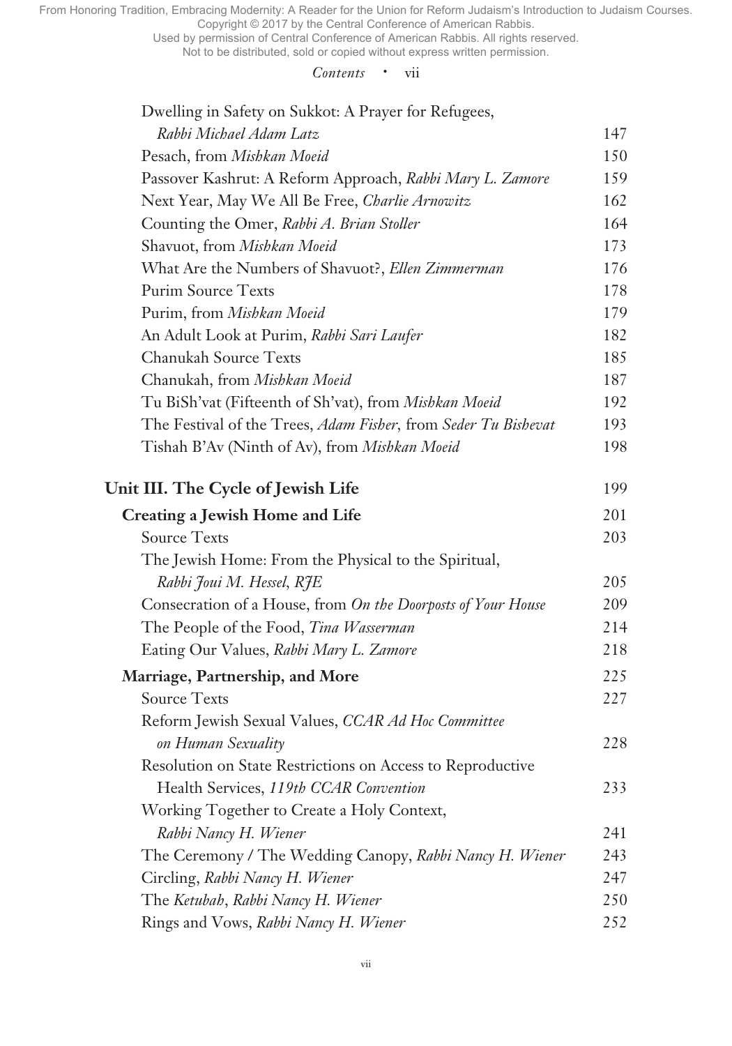Dwelling in Safety on Sukkot: A Prayer for Refugees, *Rabbi Michael Adam Latz* 147
Pesach, from *Mishkan Moeid* 150
Passover Kashrut: A Reform Approach, *Rabbi Mary L. Zamore* 159
Next Year, May We All Be Free, *Charlie Arnowitz* 162
Counting the Omer, *Rabbi A. Brian Stoller* 164
Shavuot, from *Mishkan Moeid* 173
What Are the Numbers of Shavuot?, *Ellen Zimmerman* 176
Purim Source Texts 178
Purim, from *Mishkan Moeid* 179
An Adult Look at Purim, *Rabbi Sari Laufer* 182
Chanukah Source Texts 185
Chanukah, from *Mishkan Moeid* 187
Tu BiSh'vat (Fifteenth of Sh'vat), from *Mishkan Moeid* 192
The Festival of the Trees, *Adam Fisher*, from *Seder Tu Bishevat* 193
Tishah B'Av (Ninth of Av), from *Mishkan Moeid* 198

**Unit III. The Cycle of Jewish Life** 199

**Creating a Jewish Home and Life** 201
Source Texts 203
The Jewish Home: From the Physical to the Spiritual, *Rabbi Joui M. Hessel, RJE* 205
Consecration of a House, from *On the Doorposts of Your House* 209
The People of the Food, *Tina Wasserman* 214
Eating Our Values, *Rabbi Mary L. Zamore* 218

**Marriage, Partnership, and More** 225
Source Texts 227
Reform Jewish Sexual Values, *CCAR Ad Hoc Committee on Human Sexuality* 228
Resolution on State Restrictions on Access to Reproductive Health Services, *119th CCAR Convention* 233
Working Together to Create a Holy Context, *Rabbi Nancy H. Wiener* 241
The Ceremony / The Wedding Canopy, *Rabbi Nancy H. Wiener* 243
Circling, *Rabbi Nancy H. Wiener* 247
The *Ketubah*, *Rabbi Nancy H. Wiener* 250
Rings and Vows, *Rabbi Nancy H. Wiener* 252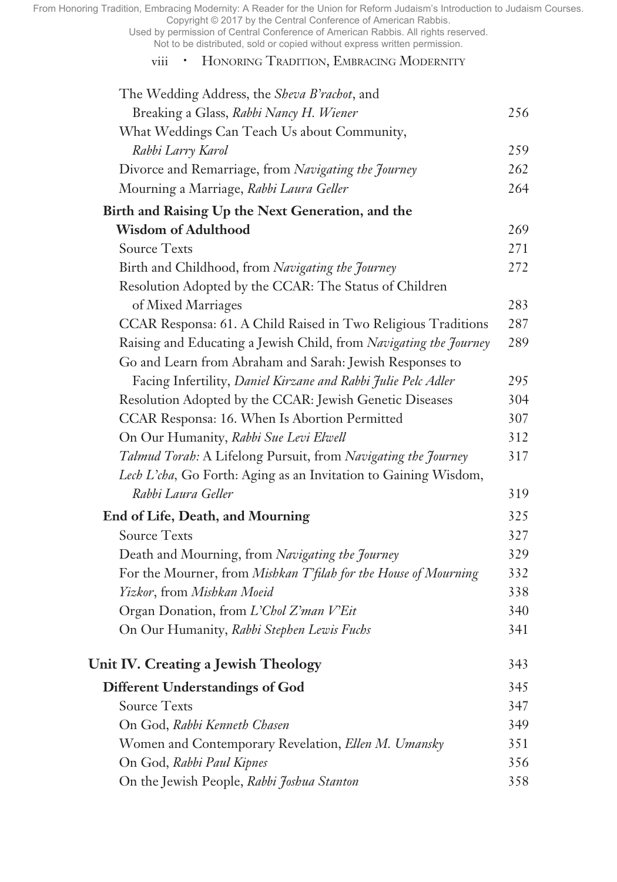The Wedding Address, the *Sheva B'rachot*, and Breaking a Glass, *Rabbi Nancy H. Wiener* 256

What Weddings Can Teach Us about Community, *Rabbi Larry Karol* 259

Divorce and Remarriage, from *Navigating the Journey* 262

Mourning a Marriage, *Rabbi Laura Geller* 264

**Birth and Raising Up the Next Generation, and the Wisdom of Adulthood** 269

Source Texts 271

Birth and Childhood, from *Navigating the Journey* 272

Resolution Adopted by the CCAR: The Status of Children of Mixed Marriages 283

CCAR Responsa: 61. A Child Raised in Two Religious Traditions 287

Raising and Educating a Jewish Child, from *Navigating the Journey* 289

Go and Learn from Abraham and Sarah: Jewish Responses to Facing Infertility, *Daniel Kirzane and Rabbi Julie Pelc Adler* 295

Resolution Adopted by the CCAR: Jewish Genetic Diseases 304

CCAR Responsa: 16. When Is Abortion Permitted 307

On Our Humanity, *Rabbi Sue Levi Elwell* 312

*Talmud Torah:* A Lifelong Pursuit, from *Navigating the Journey* 317

*Lech L'cha*, Go Forth: Aging as an Invitation to Gaining Wisdom, *Rabbi Laura Geller* 319

**End of Life, Death, and Mourning** 325

Source Texts 327

Death and Mourning, from *Navigating the Journey* 329

For the Mourner, from *Mishkan T'filah for the House of Mourning* 332

*Yizkor*, from *Mishkan Moeid* 338

Organ Donation, from *L'Chol Z'man V'Eit* 340

On Our Humanity, *Rabbi Stephen Lewis Fuchs* 341

**Unit IV. Creating a Jewish Theology** 343

**Different Understandings of God** 345

Source Texts 347

On God, *Rabbi Kenneth Chasen* 349

Women and Contemporary Revelation, *Ellen M. Umansky* 351

On God, *Rabbi Paul Kipnes* 356

On the Jewish People, *Rabbi Joshua Stanton* 358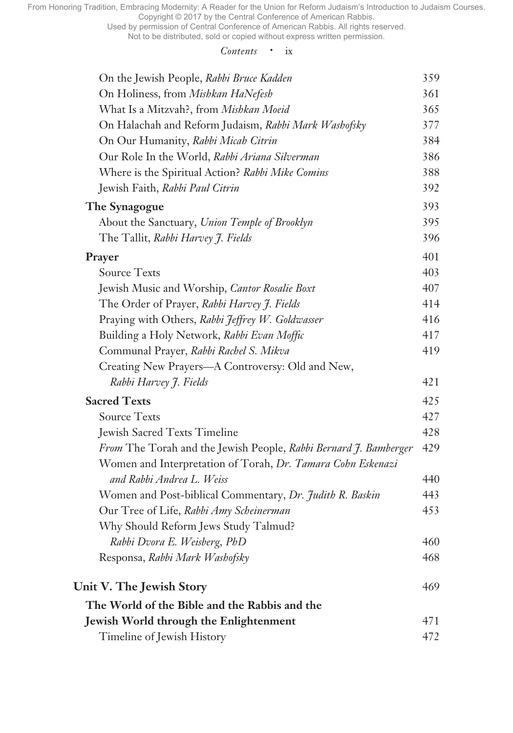| | |
|---|---|
| On the Jewish People, *Rabbi Bruce Kadden* | 359 |
| On Holiness, from *Mishkan HaNefesh* | 361 |
| What Is a Mitzvah?, from *Mishkan Moeid* | 365 |
| On Halachah and Reform Judaism, *Rabbi Mark Washofsky* | 377 |
| On Our Humanity, *Rabbi Micah Citrin* | 384 |
| Our Role In the World, *Rabbi Ariana Silverman* | 386 |
| Where is the Spiritual Action? *Rabbi Mike Comins* | 388 |
| Jewish Faith, *Rabbi Paul Citrin* | 392 |
| **The Synagogue** | 393 |
| About the Sanctuary, *Union Temple of Brooklyn* | 395 |
| The Tallit, *Rabbi Harvey J. Fields* | 396 |
| **Prayer** | 401 |
| Source Texts | 403 |
| Jewish Music and Worship, *Cantor Rosalie Boxt* | 407 |
| The Order of Prayer, *Rabbi Harvey J. Fields* | 414 |
| Praying with Others, *Rabbi Jeffrey W. Goldwasser* | 416 |
| Building a Holy Network, *Rabbi Evan Moffic* | 417 |
| Communal Prayer, *Rabbi Rachel S. Mikva* | 419 |
| Creating New Prayers—A Controversy: Old and New, *Rabbi Harvey J. Fields* | 421 |
| **Sacred Texts** | 425 |
| Source Texts | 427 |
| Jewish Sacred Texts Timeline | 428 |
| *From* The Torah and the Jewish People, *Rabbi Bernard J. Bamberger* | 429 |
| Women and Interpretation of Torah, *Dr. Tamara Cohn Eskenazi and Rabbi Andrea L. Weiss* | 440 |
| Women and Post-biblical Commentary, *Dr. Judith R. Baskin* | 443 |
| Our Tree of Life, *Rabbi Amy Scheinerman* | 453 |
| Why Should Reform Jews Study Talmud? *Rabbi Dvora E. Weisberg, PhD* | 460 |
| Responsa, *Rabbi Mark Washofsky* | 468 |
| **Unit V. The Jewish Story** | 469 |
| **The World of the Bible and the Rabbis and the Jewish World through the Enlightenment** | 471 |
| Timeline of Jewish History | 472 |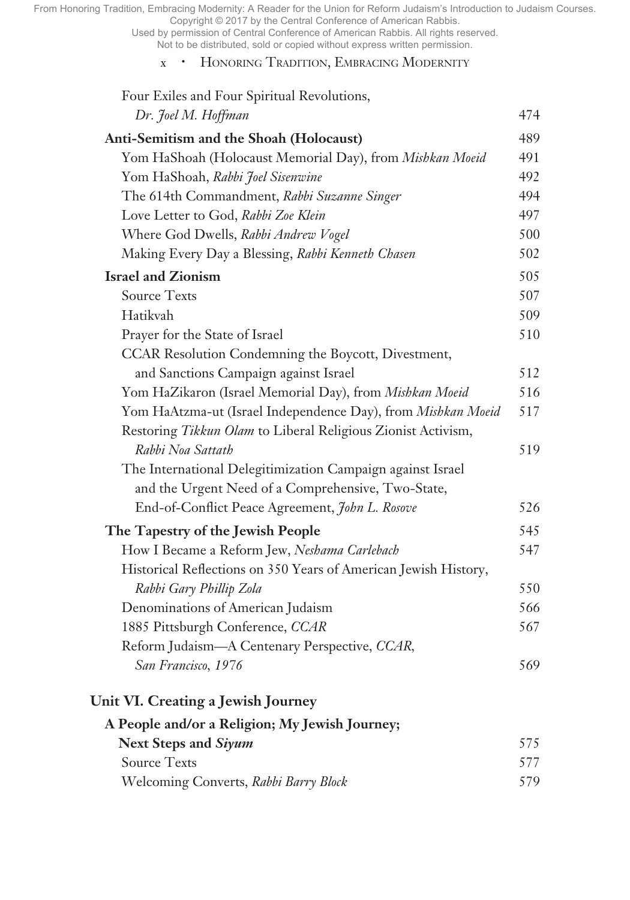Four Exiles and Four Spiritual Revolutions, *Dr. Joel M. Hoffman* 474

**Anti-Semitism and the Shoah (Holocaust)** 489

Yom HaShoah (Holocaust Memorial Day), from *Mishkan Moeid* 491

Yom HaShoah, *Rabbi Joel Sisenwine* 492

The 614th Commandment, *Rabbi Suzanne Singer* 494

Love Letter to God, *Rabbi Zoe Klein* 497

Where God Dwells, *Rabbi Andrew Vogel* 500

Making Every Day a Blessing, *Rabbi Kenneth Chasen* 502

**Israel and Zionism** 505

Source Texts 507

Hatikvah 509

Prayer for the State of Israel 510

CCAR Resolution Condemning the Boycott, Divestment, and Sanctions Campaign against Israel 512

Yom HaZikaron (Israel Memorial Day), from *Mishkan Moeid* 516

Yom HaAtzma-ut (Israel Independence Day), from *Mishkan Moeid* 517

Restoring *Tikkun Olam* to Liberal Religious Zionist Activism, *Rabbi Noa Sattath* 519

The International Delegitimization Campaign against Israel and the Urgent Need of a Comprehensive, Two-State, End-of-Conflict Peace Agreement, *John L. Rosove* 526

**The Tapestry of the Jewish People** 545

How I Became a Reform Jew, *Neshama Carlebach* 547

Historical Reflections on 350 Years of American Jewish History, *Rabbi Gary Phillip Zola* 550

Denominations of American Judaism 566

1885 Pittsburgh Conference, *CCAR* 567

Reform Judaism—A Centenary Perspective, *CCAR, San Francisco, 1976* 569

## Unit VI. Creating a Jewish Journey

**A People and/or a Religion; My Jewish Journey; Next Steps and *Siyum*** 575

Source Texts 577

Welcoming Converts, *Rabbi Barry Block* 579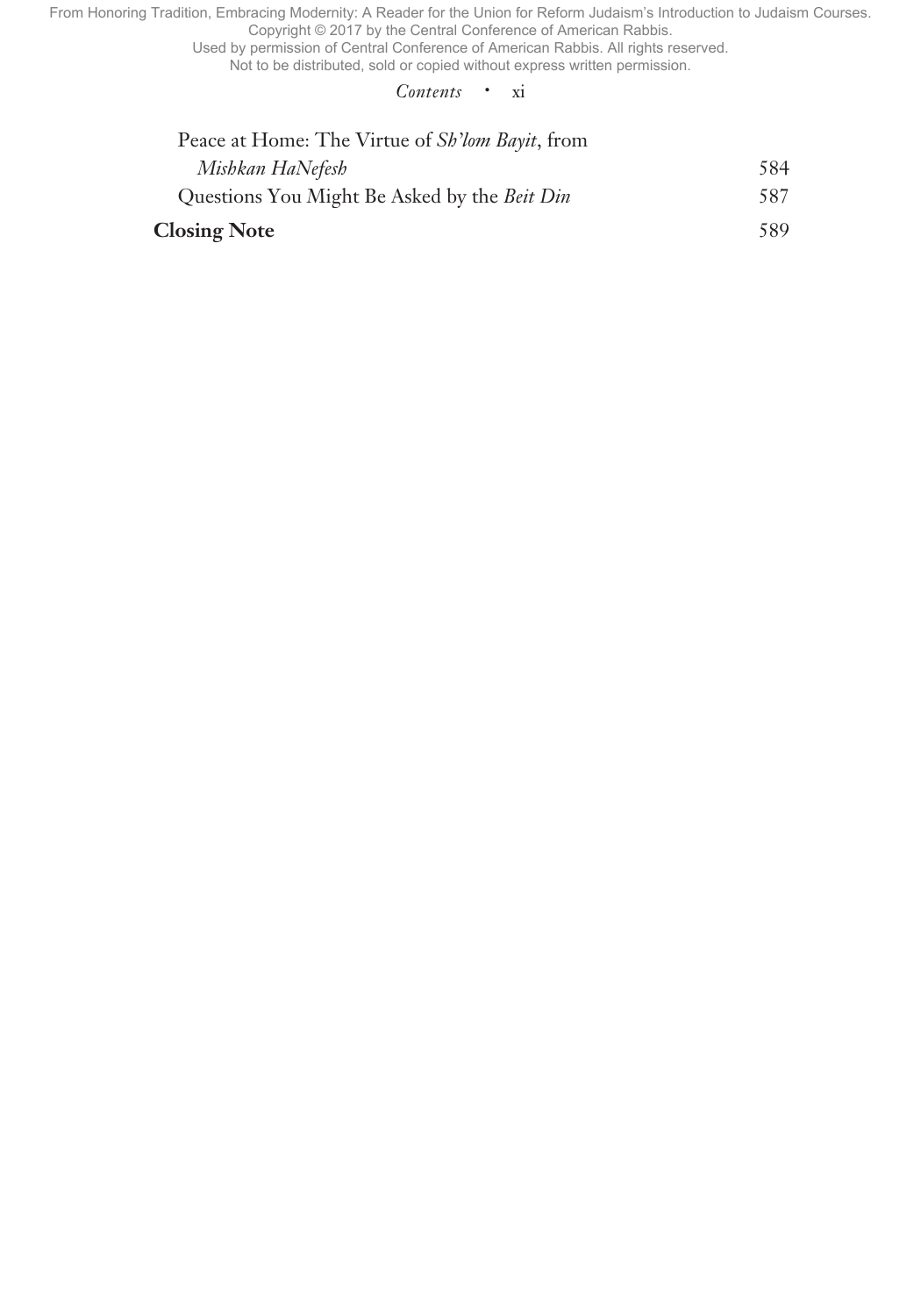Peace at Home: The Virtue of *Sh'lom Bayit*, from *Mishkan HaNefesh* 584

Questions You Might Be Asked by the *Beit Din* 587

**Closing Note** 589